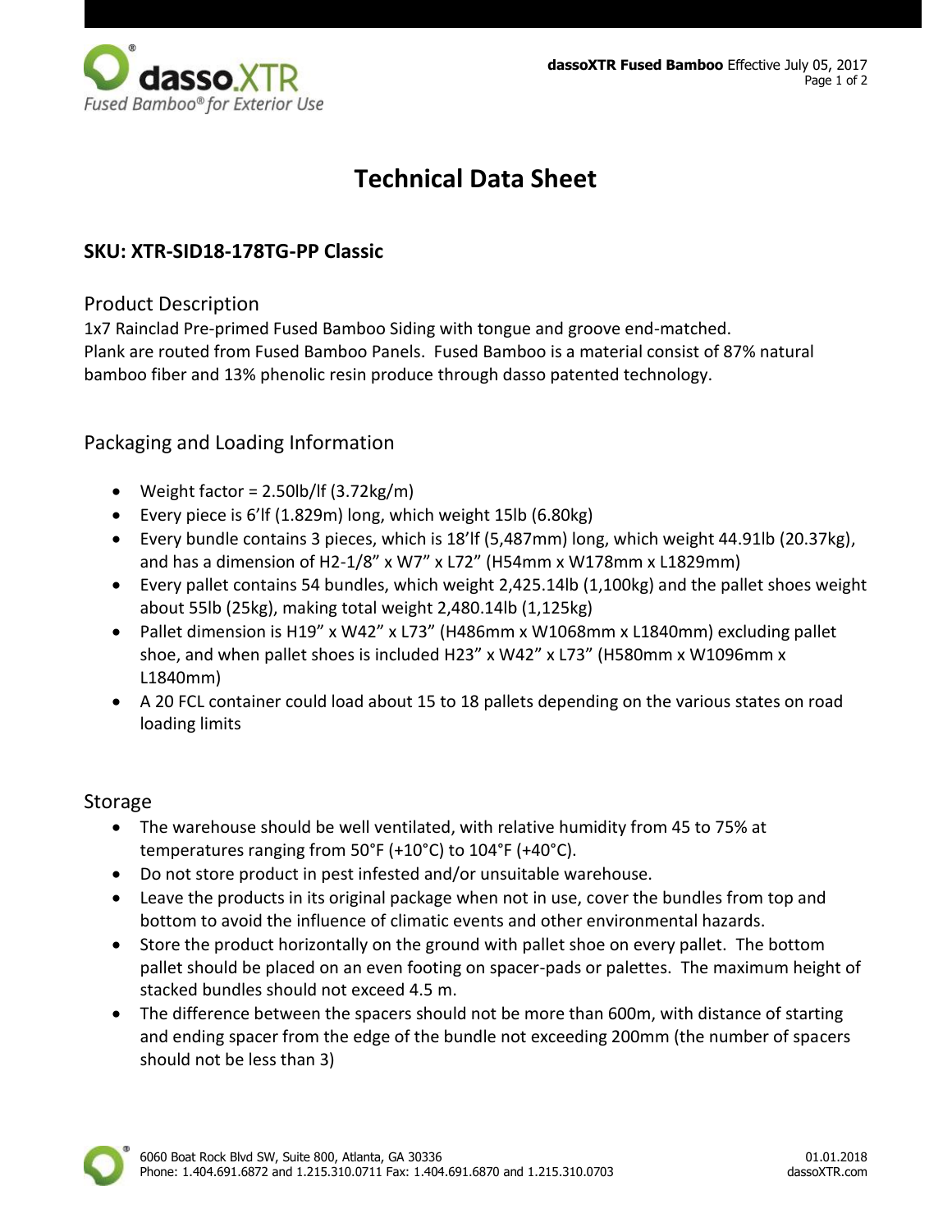# Technical Data Sheet

## SKU: XTR-SID18-178TG-PP Classic

### Product Description

1x7 Rainclad Pre-primed Fused Bamboo Siding with tongue and groove end-matched.
Plank are routed from Fused Bamboo Panels. Fused Bamboo is a material consist of 87% natural bamboo fiber and 13% phenolic resin produce through dasso patented technology.

### Packaging and Loading Information

- Weight factor = 2.50lb/lf (3.72kg/m)
- Every piece is 6'lf (1.829m) long, which weight 15lb (6.80kg)
- Every bundle contains 3 pieces, which is 18'lf (5,487mm) long, which weight 44.91lb (20.37kg), and has a dimension of H2-1/8" x W7" x L72" (H54mm x W178mm x L1829mm)
- Every pallet contains 54 bundles, which weight 2,425.14lb (1,100kg) and the pallet shoes weight about 55lb (25kg), making total weight 2,480.14lb (1,125kg)
- Pallet dimension is H19" x W42" x L73" (H486mm x W1068mm x L1840mm) excluding pallet shoe, and when pallet shoes is included H23" x W42" x L73" (H580mm x W1096mm x L1840mm)
- A 20 FCL container could load about 15 to 18 pallets depending on the various states on road loading limits

### Storage

- The warehouse should be well ventilated, with relative humidity from 45 to 75% at temperatures ranging from 50°F (+10°C) to 104°F (+40°C).
- Do not store product in pest infested and/or unsuitable warehouse.
- Leave the products in its original package when not in use, cover the bundles from top and bottom to avoid the influence of climatic events and other environmental hazards.
- Store the product horizontally on the ground with pallet shoe on every pallet. The bottom pallet should be placed on an even footing on spacer-pads or palettes. The maximum height of stacked bundles should not exceed 4.5 m.
- The difference between the spacers should not be more than 600m, with distance of starting and ending spacer from the edge of the bundle not exceeding 200mm (the number of spacers should not be less than 3)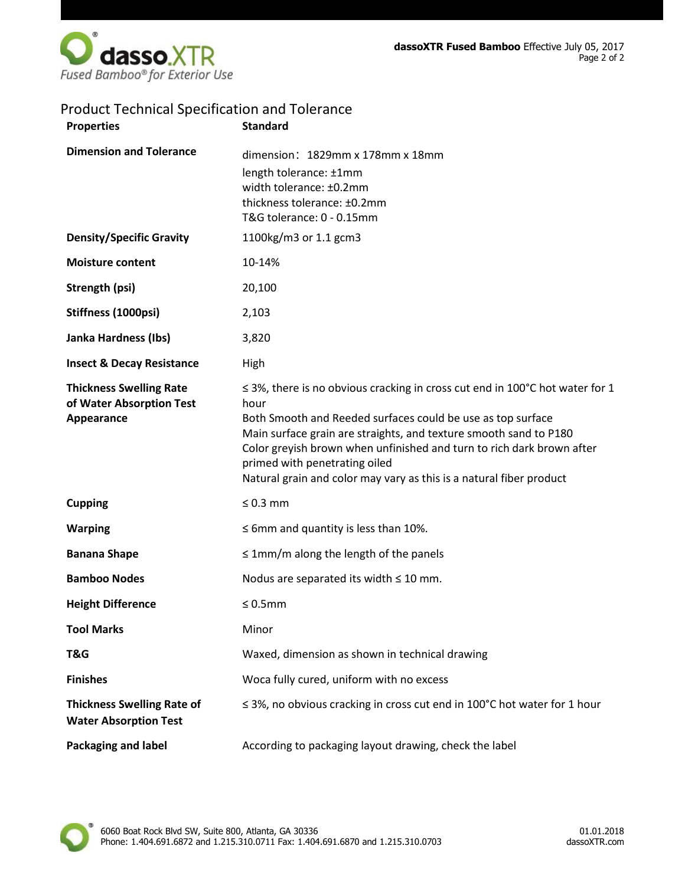## Product Technical Specification and Tolerance

| Properties | Standard |
|---|---|
| **Dimension and Tolerance** | dimension： 1829mm x 178mm x 18mm<br>length tolerance: ±1mm<br>width tolerance: ±0.2mm<br>thickness tolerance: ±0.2mm<br>T&G tolerance: 0 - 0.15mm |
| **Density/Specific Gravity** | 1100kg/m3 or 1.1 gcm3 |
| **Moisture content** | 10-14% |
| **Strength (psi)** | 20,100 |
| **Stiffness (1000psi)** | 2,103 |
| **Janka Hardness (lbs)** | 3,820 |
| **Insect & Decay Resistance** | High |
| **Thickness Swelling Rate of Water Absorption Test** | ≤ 3%, there is no obvious cracking in cross cut end in 100°C hot water for 1 hour |
| **Appearance** | Both Smooth and Reeded surfaces could be use as top surface<br>Main surface grain are straights, and texture smooth sand to P180<br>Color greyish brown when unfinished and turn to rich dark brown after primed with penetrating oiled<br>Natural grain and color may vary as this is a natural fiber product |
| **Cupping** | ≤ 0.3 mm |
| **Warping** | ≤ 6mm and quantity is less than 10%. |
| **Banana Shape** | ≤ 1mm/m along the length of the panels |
| **Bamboo Nodes** | Nodus are separated its width ≤ 10 mm. |
| **Height Difference** | ≤ 0.5mm |
| **Tool Marks** | Minor |
| **T&G** | Waxed, dimension as shown in technical drawing |
| **Finishes** | Woca fully cured, uniform with no excess |
| **Thickness Swelling Rate of Water Absorption Test** | ≤ 3%, no obvious cracking in cross cut end in 100°C hot water for 1 hour |
| **Packaging and label** | According to packaging layout drawing, check the label |

6060 Boat Rock Blvd SW, Suite 800, Atlanta, GA 30336
Phone: 1.404.691.6872 and 1.215.310.0711 Fax: 1.404.691.6870 and 1.215.310.0703

01.01.2018
dassoXTR.com